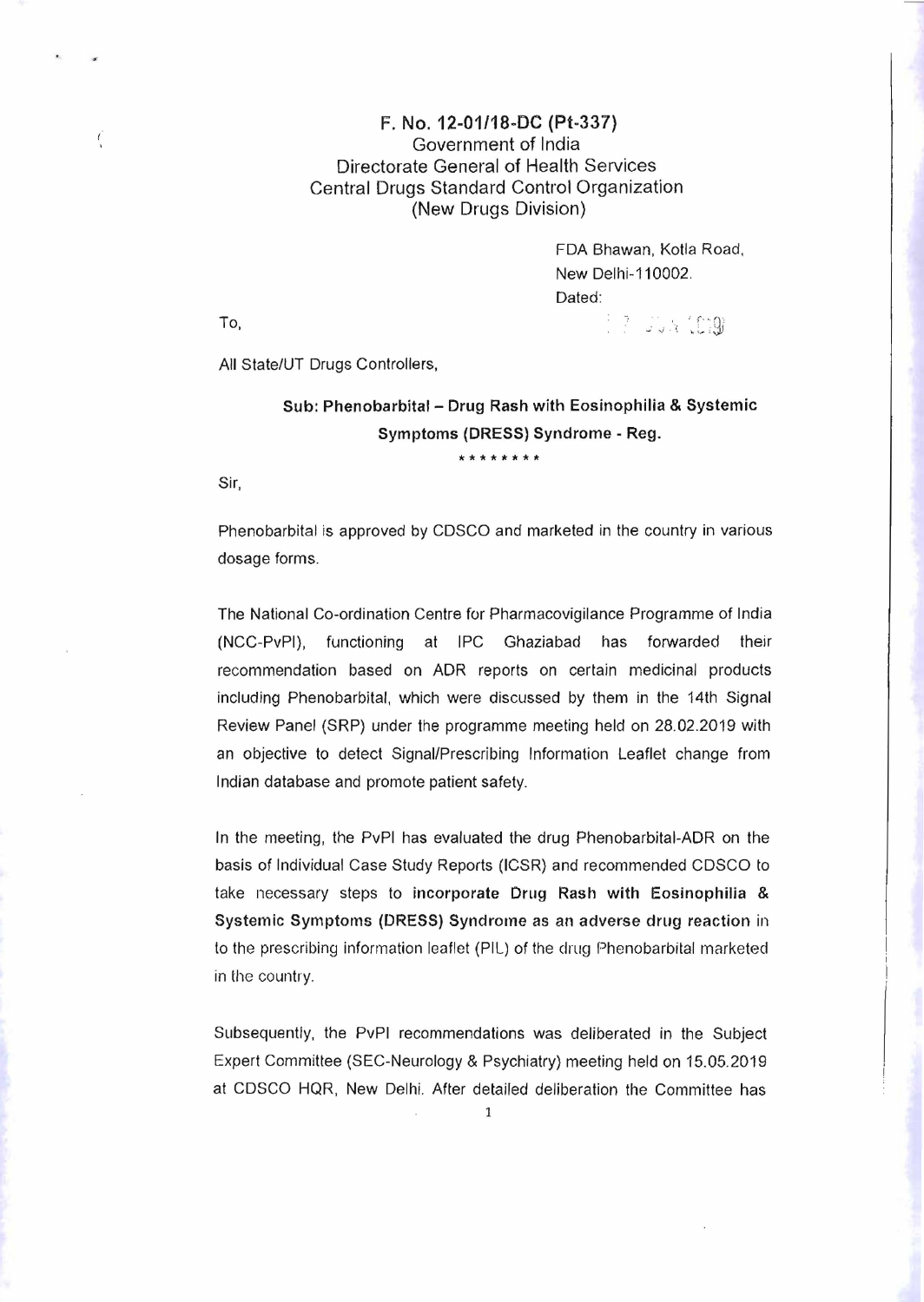**F. No. 12-01/18-DC (Pt-337)**
Government of India
Directorate General of Health Services
Central Drugs Standard Control Organization
(New Drugs Division)

FDA Bhawan, Kotla Road,
New Delhi-110002.
Dated:

17 JUN 2019

To,

All State/UT Drugs Controllers,

**Sub: Phenobarbital – Drug Rash with Eosinophilia & Systemic Symptoms (DRESS) Syndrome - Reg.**

\*\*\*\*\*\*\*\*

Sir,

Phenobarbital is approved by CDSCO and marketed in the country in various dosage forms.

The National Co-ordination Centre for Pharmacovigilance Programme of India (NCC-PvPI), functioning at IPC Ghaziabad has forwarded their recommendation based on ADR reports on certain medicinal products including Phenobarbital, which were discussed by them in the 14th Signal Review Panel (SRP) under the programme meeting held on 28.02.2019 with an objective to detect Signal/Prescribing Information Leaflet change from Indian database and promote patient safety.

In the meeting, the PvPI has evaluated the drug Phenobarbital-ADR on the basis of Individual Case Study Reports (ICSR) and recommended CDSCO to take necessary steps to **incorporate Drug Rash with Eosinophilia & Systemic Symptoms (DRESS) Syndrome as an adverse drug reaction** in to the prescribing information leaflet (PIL) of the drug Phenobarbital marketed in the country.

Subsequently, the PvPI recommendations was deliberated in the Subject Expert Committee (SEC-Neurology & Psychiatry) meeting held on 15.05.2019 at CDSCO HQR, New Delhi. After detailed deliberation the Committee has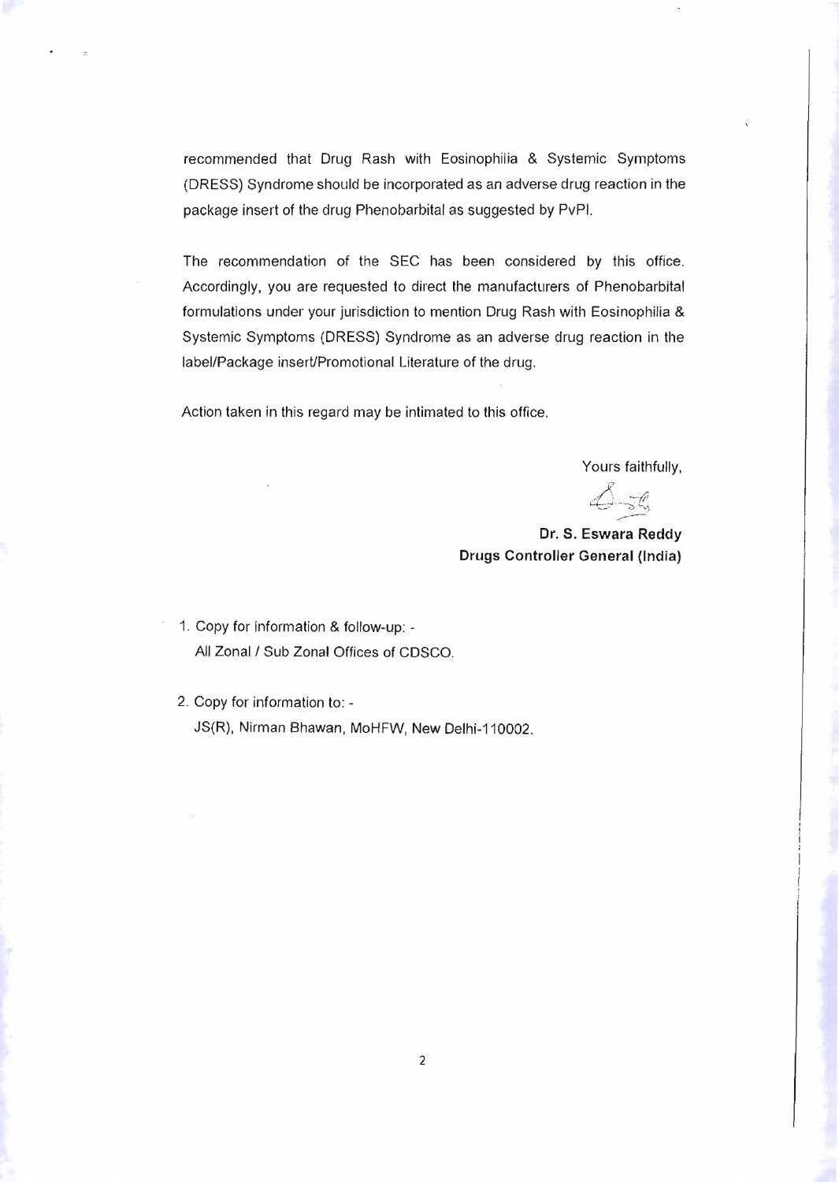recommended that Drug Rash with Eosinophilia & Systemic Symptoms (DRESS) Syndrome should be incorporated as an adverse drug reaction in the package insert of the drug Phenobarbital as suggested by PvPI.

The recommendation of the SEC has been considered by this office. Accordingly, you are requested to direct the manufacturers of Phenobarbital formulations under your jurisdiction to mention Drug Rash with Eosinophilia & Systemic Symptoms (DRESS) Syndrome as an adverse drug reaction in the label/Package insert/Promotional Literature of the drug.

Action taken in this regard may be intimated to this office.

Yours faithfully,

**Dr. S. Eswara Reddy**
**Drugs Controller General (India)**

1. Copy for information & follow-up: -
   All Zonal / Sub Zonal Offices of CDSCO.

2. Copy for information to: -
   JS(R), Nirman Bhawan, MoHFW, New Delhi-110002.